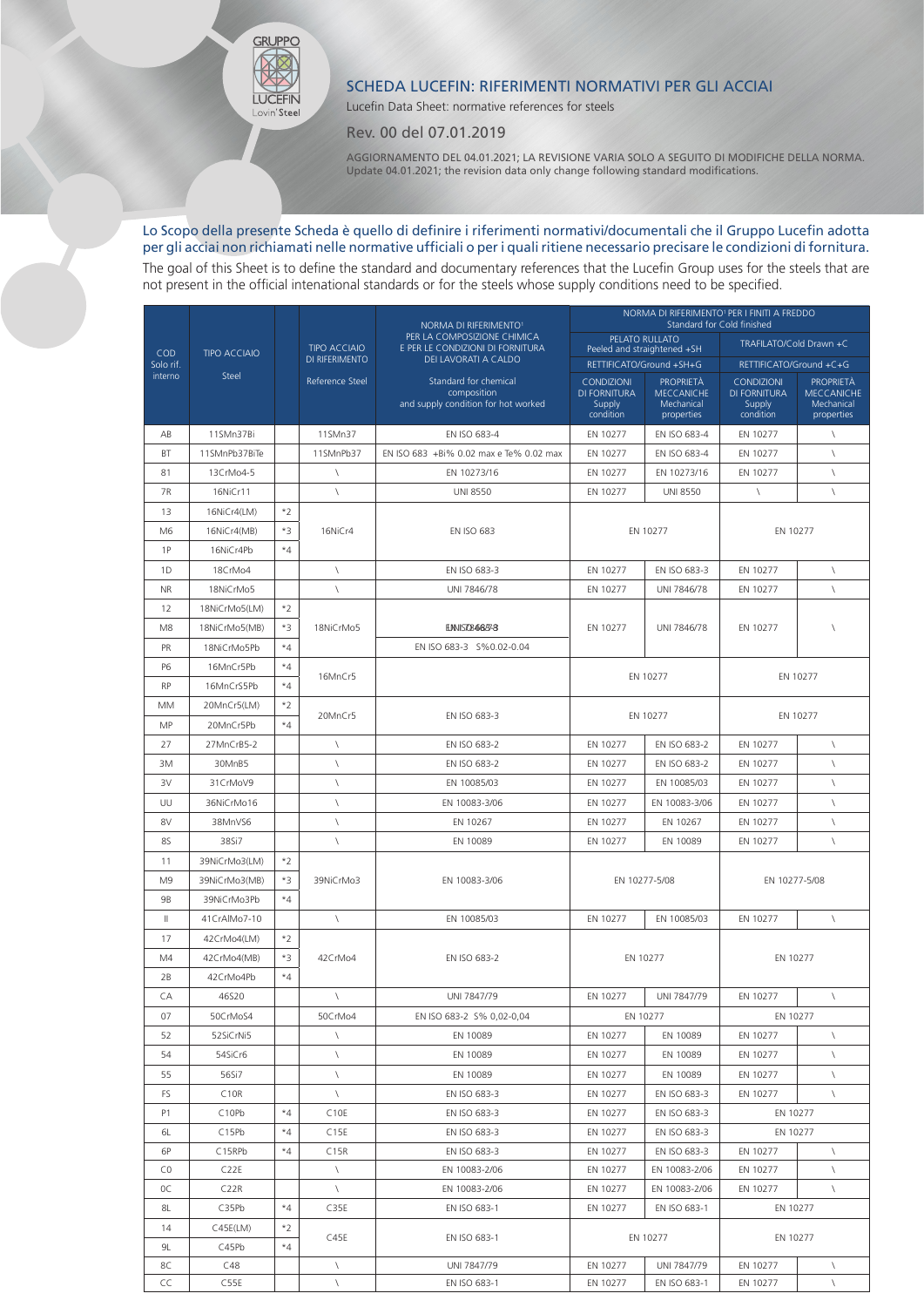GRUPPO LUCEFIN Lovin' Steel

# SCHEDA LUCEFIN: RIFERIMENTI NORMATIVI PER GLI ACCIAI

Lucefin Data Sheet: normative references for steels

## Rev. 00 del 07.01.2019

AGGIORNAMENTO DEL 04.01.2021; LA REVISIONE VARIA SOLO A SEGUITO DI MODIFICHE DELLA NORMA.
Update 04.01.2021; the revision data only change following standard modifications.

Lo Scopo della presente Scheda è quello di definire i riferimenti normativi/documentali che il Gruppo Lucefin adotta per gli acciai non richiamati nelle normative ufficiali o per i quali ritiene necessario precisare le condizioni di fornitura.

The goal of this Sheet is to define the standard and documentary references that the Lucefin Group uses for the steels that are not present in the official intenational standards or for the steels whose supply conditions need to be specified.

| COD Solo rif. interno | TIPO ACCIAIO Steel | | TIPO ACCIAIO DI RIFERIMENTO Reference Steel | NORMA DI RIFERIMENTO¹ PER LA COMPOSIZIONE CHIMICA E PER LE CONDIZIONI DI FORNITURA DEI LAVORATI A CALDO Standard for chemical composition and supply condition for hot worked | NORMA DI RIFERIMENTO¹ PER I FINITI A FREDDO Standard for Cold finished | | | |
|---|---|---|---|---|---|---|---|---|
| | | | | | PELATO RULLATO Peeled and straightened +SH | | TRAFILATO/Cold Drawn +C | |
| | | | | | RETTIFICATO/Ground +SH+G | | RETTIFICATO/Ground +C+G | |
| | | | | | CONDIZIONI DI FORNITURA Supply condition | PROPRIETÀ MECCANICHE Mechanical properties | CONDIZIONI DI FORNITURA Supply condition | PROPRIETÀ MECCANICHE Mechanical properties |
| AB | 11SMn37Bi | | 11SMn37 | EN ISO 683-4 | EN 10277 | EN ISO 683-4 | EN 10277 | \ |
| BT | 11SMnPb37BiTe | | 11SMnPb37 | EN ISO 683 +Bi% 0.02 max e Te% 0.02 max | EN 10277 | EN ISO 683-4 | EN 10277 | \ |
| 81 | 13CrMo4-5 | | \ | EN 10273/16 | EN 10277 | EN 10273/16 | EN 10277 | \ |
| 7R | 16NiCr11 | | \ | UNI 8550 | EN 10277 | UNI 8550 | \ | \ |
| 13 | 16NiCr4(LM) | *2 | 16NiCr4 | EN ISO 683 | EN 10277 | | EN 10277 | |
| M6 | 16NiCr4(MB) | *3 | | | | | | |
| 1P | 16NiCr4Pb | *4 | | | | | | |
| 1D | 18CrMo4 | | \ | EN ISO 683-3 | EN 10277 | EN ISO 683-3 | EN 10277 | \ |
| NR | 18NiCrMo5 | | \ | UNI 7846/78 | EN 10277 | UNI 7846/78 | EN 10277 | \ |
| 12 | 18NiCrMo5(LM) | *2 | 18NiCrMo5 | EN ISO 683-3 / UNI 7846/78 | EN 10277 | UNI 7846/78 | EN 10277 | \ |
| M8 | 18NiCrMo5(MB) | *3 | | | | | | |
| PR | 18NiCrMo5Pb | *4 | | EN ISO 683-3 S%0.02-0.04 | | | | |
| P6 | 16MnCr5Pb | *4 | 16MnCr5 | | EN 10277 | | EN 10277 | |
| RP | 16MnCrS5Pb | *4 | | | | | | |
| MM | 20MnCr5(LM) | *2 | 20MnCr5 | EN ISO 683-3 | EN 10277 | | EN 10277 | |
| MP | 20MnCr5Pb | *4 | | | | | | |
| 27 | 27MnCrB5-2 | | \ | EN ISO 683-2 | EN 10277 | EN ISO 683-2 | EN 10277 | \ |
| 3M | 30MnB5 | | \ | EN ISO 683-2 | EN 10277 | EN ISO 683-2 | EN 10277 | \ |
| 3V | 31CrMoV9 | | \ | EN 10085/03 | EN 10277 | EN 10085/03 | EN 10277 | \ |
| UU | 36NiCrMo16 | | \ | EN 10083-3/06 | EN 10277 | EN 10083-3/06 | EN 10277 | \ |
| 8V | 38MnVS6 | | \ | EN 10267 | EN 10277 | EN 10267 | EN 10277 | \ |
| 8S | 38Si7 | | \ | EN 10089 | EN 10277 | EN 10089 | EN 10277 | \ |
| 11 | 39NiCrMo3(LM) | *2 | 39NiCrMo3 | EN 10083-3/06 | EN 10277-5/08 | | EN 10277-5/08 | |
| M9 | 39NiCrMo3(MB) | *3 | | | | | | |
| 9B | 39NiCrMo3Pb | *4 | | | | | | |
| II | 41CrAlMo7-10 | | \ | EN 10085/03 | EN 10277 | EN 10085/03 | EN 10277 | \ |
| 17 | 42CrMo4(LM) | *2 | 42CrMo4 | EN ISO 683-2 | EN 10277 | | EN 10277 | |
| M4 | 42CrMo4(MB) | *3 | | | | | | |
| 2B | 42CrMo4Pb | *4 | | | | | | |
| CA | 46S20 | | \ | UNI 7847/79 | EN 10277 | UNI 7847/79 | EN 10277 | \ |
| 07 | 50CrMoS4 | | 50CrMo4 | EN ISO 683-2 S% 0,02-0,04 | EN 10277 | | EN 10277 | |
| 52 | 52SiCrNi5 | | \ | EN 10089 | EN 10277 | EN 10089 | EN 10277 | \ |
| 54 | 54SiCr6 | | \ | EN 10089 | EN 10277 | EN 10089 | EN 10277 | \ |
| 55 | 56Si7 | | \ | EN 10089 | EN 10277 | EN 10089 | EN 10277 | \ |
| FS | C10R | | \ | EN ISO 683-3 | EN 10277 | EN ISO 683-3 | EN 10277 | \ |
| P1 | C10Pb | *4 | C10E | EN ISO 683-3 | EN 10277 | EN ISO 683-3 | EN 10277 | |
| 6L | C15Pb | *4 | C15E | EN ISO 683-3 | EN 10277 | EN ISO 683-3 | EN 10277 | |
| 6P | C15RPb | *4 | C15R | EN ISO 683-3 | EN 10277 | EN ISO 683-3 | EN 10277 | \ |
| C0 | C22E | | \ | EN 10083-2/06 | EN 10277 | EN 10083-2/06 | EN 10277 | \ |
| 0C | C22R | | \ | EN 10083-2/06 | EN 10277 | EN 10083-2/06 | EN 10277 | \ |
| 8L | C35Pb | *4 | C35E | EN ISO 683-1 | EN 10277 | EN ISO 683-1 | EN 10277 | |
| 14 | C45E(LM) | *2 | C45E | EN ISO 683-1 | EN 10277 | | EN 10277 | |
| 9L | C45Pb | *4 | | | | | | |
| 8C | C48 | | \ | UNI 7847/79 | EN 10277 | UNI 7847/79 | EN 10277 | \ |
| CC | C55E | | \ | EN ISO 683-1 | EN 10277 | EN ISO 683-1 | EN 10277 | \ |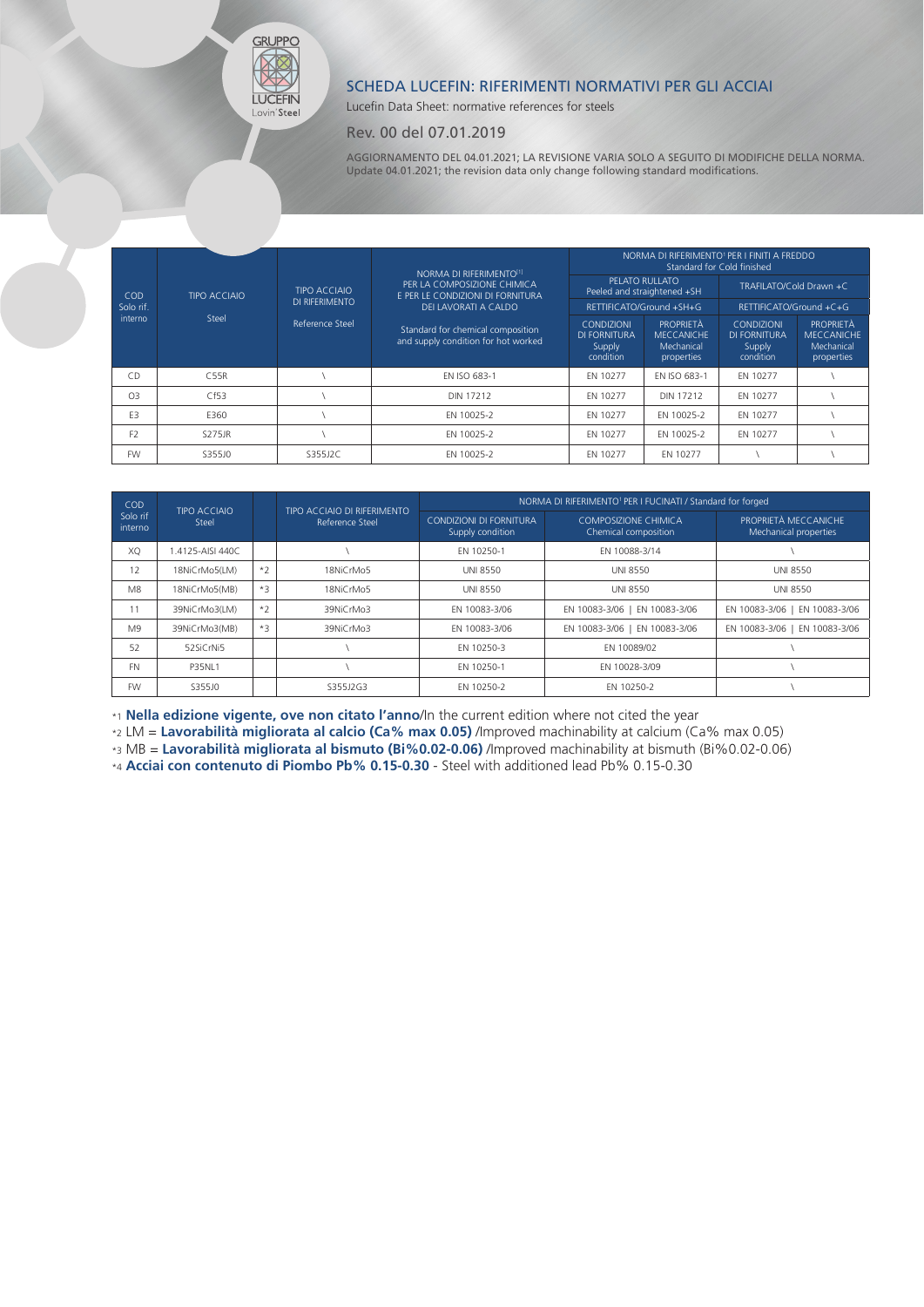## SCHEDA LUCEFIN: RIFERIMENTI NORMATIVI PER GLI ACCIAI

Lucefin Data Sheet: normative references for steels

### Rev. 00 del 07.01.2019

AGGIORNAMENTO DEL 04.01.2021; LA REVISIONE VARIA SOLO A SEGUITO DI MODIFICHE DELLA NORMA.
Update 04.01.2021; the revision data only change following standard modifications.

| COD Solo rif. interno | TIPO ACCIAIO Steel | TIPO ACCIAIO DI RIFERIMENTO Reference Steel | NORMA DI RIFERIMENTO[1] PER LA COMPOSIZIONE CHIMICA E PER LE CONDIZIONI DI FORNITURA DEI LAVORATI A CALDO / Standard for chemical composition and supply condition for hot worked | NORMA DI RIFERIMENTO[1] PER I FINITI A FREDDO Standard for Cold finished | | | |
|---|---|---|---|---|---|---|---|
| | | | | PELATO RULLATO Peeled and straightened +SH / RETTIFICATO/Ground +SH+G | | TRAFILATO/Cold Drawn +C / RETTIFICATO/Ground +C+G | |
| | | | | CONDIZIONI DI FORNITURA Supply condition | PROPRIETÀ MECCANICHE Mechanical properties | CONDIZIONI DI FORNITURA Supply condition | PROPRIETÀ MECCANICHE Mechanical properties |
| CD | C55R | \ | EN ISO 683-1 | EN 10277 | EN ISO 683-1 | EN 10277 | \ |
| O3 | Cf53 | \ | DIN 17212 | EN 10277 | DIN 17212 | EN 10277 | \ |
| E3 | E360 | \ | EN 10025-2 | EN 10277 | EN 10025-2 | EN 10277 | \ |
| F2 | S275JR | \ | EN 10025-2 | EN 10277 | EN 10025-2 | EN 10277 | \ |
| FW | S355J0 | S355J2C | EN 10025-2 | EN 10277 | EN 10277 | \ | \ |

| COD Solo rif interno | TIPO ACCIAIO Steel | | TIPO ACCIAIO DI RIFERIMENTO Reference Steel | NORMA DI RIFERIMENTO[1] PER I FUCINATI / Standard for forged | | |
|---|---|---|---|---|---|---|
| | | | | CONDIZIONI DI FORNITURA Supply condition | COMPOSIZIONE CHIMICA Chemical composition | PROPRIETÀ MECCANICHE Mechanical properties |
| XQ | 1.4125-AISI 440C | | \ | EN 10250-1 | EN 10088-3/14 | \ |
| 12 | 18NiCrMo5(LM) | *2 | 18NiCrMo5 | UNI 8550 | UNI 8550 | UNI 8550 |
| M8 | 18NiCrMo5(MB) | *3 | 18NiCrMo5 | UNI 8550 | UNI 8550 | UNI 8550 |
| 11 | 39NiCrMo3(LM) | *2 | 39NiCrMo3 | EN 10083-3/06 | EN 10083-3/06 \| EN 10083-3/06 | EN 10083-3/06 \| EN 10083-3/06 |
| M9 | 39NiCrMo3(MB) | *3 | 39NiCrMo3 | EN 10083-3/06 | EN 10083-3/06 \| EN 10083-3/06 | EN 10083-3/06 \| EN 10083-3/06 |
| 52 | 52SiCrNi5 | | \ | EN 10250-3 | EN 10089/02 | \ |
| FN | P35NL1 | | \ | EN 10250-1 | EN 10028-3/09 | \ |
| FW | S355J0 | | S355J2G3 | EN 10250-2 | EN 10250-2 | \ |

*1 **Nella edizione vigente, ove non citato l'anno**/In the current edition where not cited the year

*2 LM = **Lavorabilità migliorata al calcio (Ca% max 0.05)** /Improved machinability at calcium (Ca% max 0.05)

*3 MB = **Lavorabilità migliorata al bismuto (Bi%0.02-0.06)** /Improved machinability at bismuth (Bi%0.02-0.06)

*4 **Acciai con contenuto di Piombo Pb% 0.15-0.30** - Steel with additioned lead Pb% 0.15-0.30